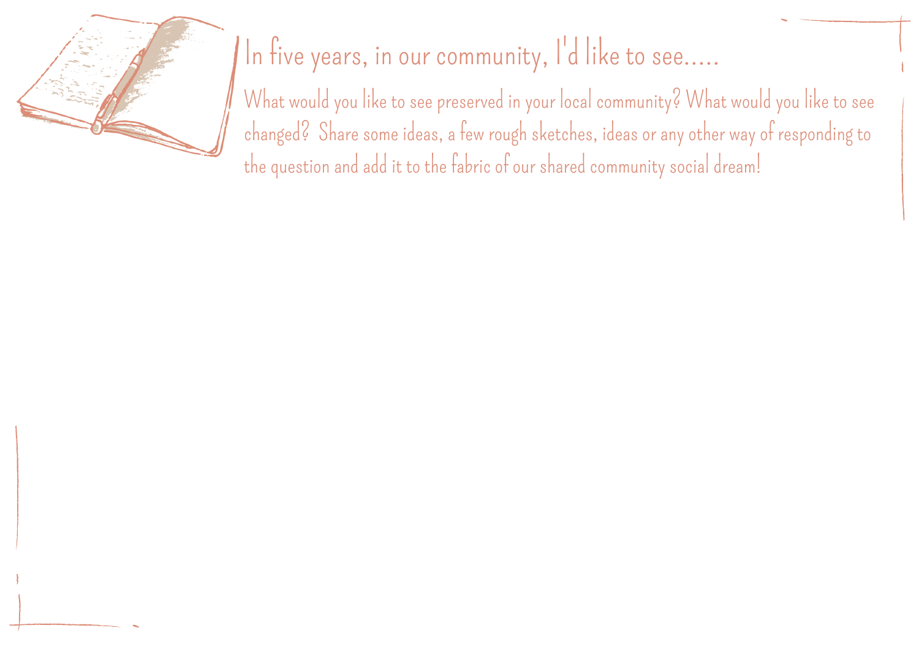# In five years, in our community, I'd like to see.....

What would you like to see preserved in your local community? What would you like to see changed? Share some ideas, a few rough sketches, ideas or any other way of responding to the question and add it to the fabric of our shared community social dream!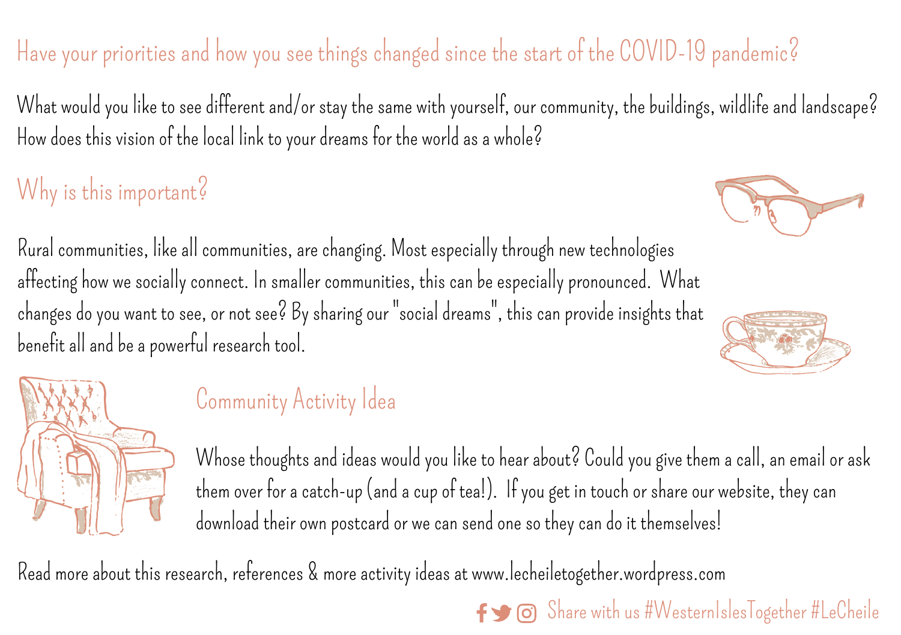## Have your priorities and how you see things changed since the start of the COVID-19 pandemic?

What would you like to see different and/or stay the same with yourself, our community, the buildings, wildlife and landscape? How does this vision of the local link to your dreams for the world as a whole?

## Why is this important?

Rural communities, like all communities, are changing. Most especially through new technologies affecting how we socially connect. In smaller communities, this can be especially pronounced. What changes do you want to see, or not see? By sharing our "social dreams", this can provide insights that benefit all and be a powerful research tool.

## Community Activity Idea

Whose thoughts and ideas would you like to hear about? Could you give them a call, an email or ask them over for a catch-up (and a cup of tea!). If you get in touch or share our website, they can download their own postcard or we can send one so they can do it themselves!

Read more about this research, references & more activity ideas at www.lecheiletogether.wordpress.com

Share with us #WesternIslesTogether #LeCheile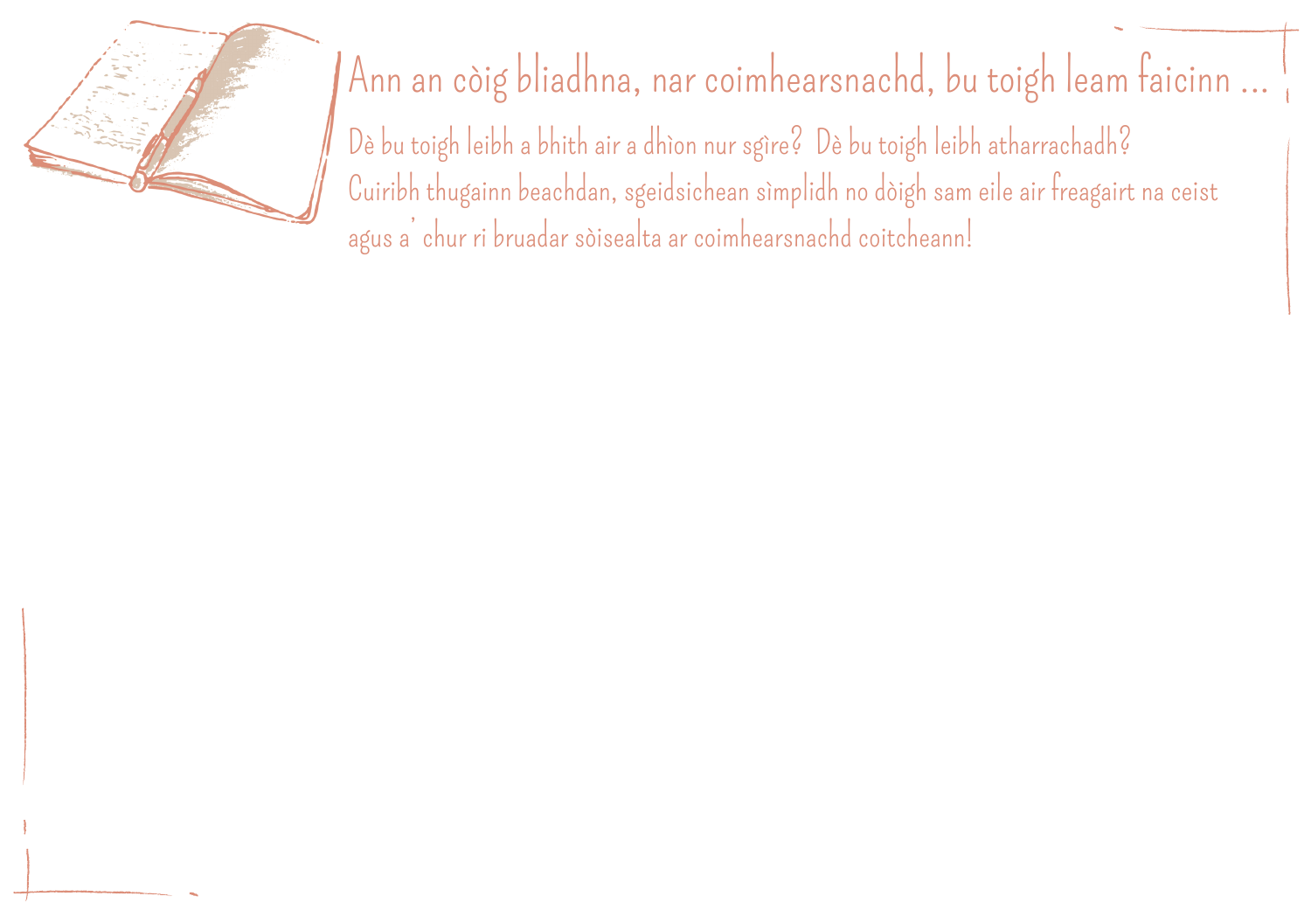# Ann an còig bliadhna, nar coimhearsnachd, bu toigh leam faicinn ...

Dè bu toigh leibh a bhith air a dhìon nur sgìre? Dè bu toigh leibh atharrachadh?
Cuiribh thugainn beachdan, sgeidsichean sìmplidh no dòigh sam eile air freagairt na ceist agus a' chur ri bruadar sòisealta ar coimhearsnachd coitcheann!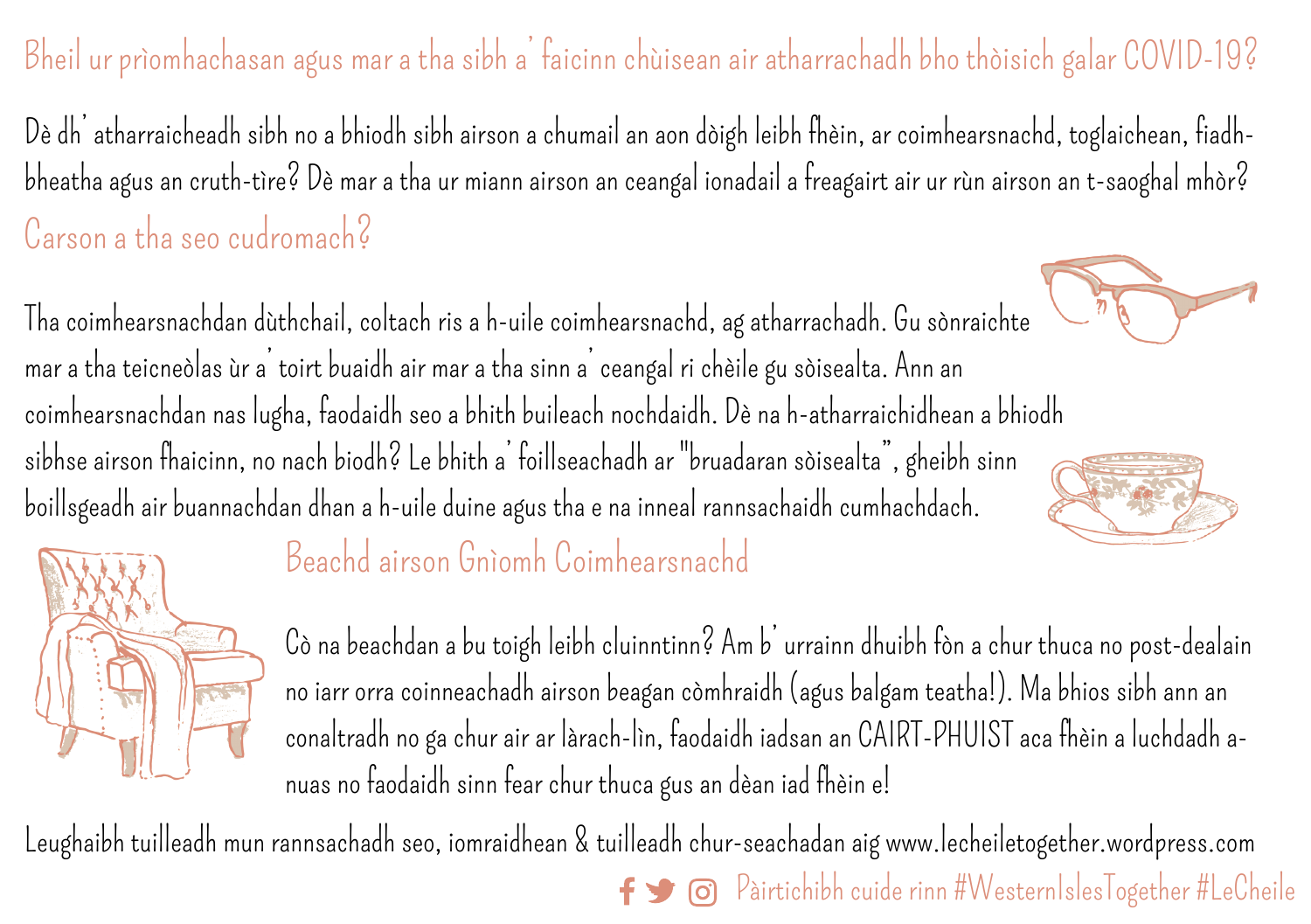## Bheil ur prìomhachasan agus mar a tha sibh a' faicinn chùisean air atharrachadh bho thòisich galar COVID-19?

Dè dh' atharraicheadh sibh no a bhiodh sibh airson a chumail an aon dòigh leibh fhèin, ar coimhearsnachd, toglaichean, fiadh-bheatha agus an cruth-tìre? Dè mar a tha ur miann airson an ceangal ionadail a freagairt air ur rùn airson an t-saoghal mhòr?

## Carson a tha seo cudromach?

Tha coimhearsnachdan dùthchail, coltach ris a h-uile coimhearsnachd, ag atharrachadh. Gu sònraichte mar a tha teicneòlas ùr a' toirt buaidh air mar a tha sinn a' ceangal ri chèile gu sòisealta. Ann an coimhearsnachdan nas lugha, faodaidh seo a bhith buileach nochdaidh. Dè na h-atharraichidhean a bhiodh sibhse airson fhaicinn, no nach biodh? Le bhith a' foillseachadh ar "bruadaran sòisealta", gheibh sinn boillsgeadh air buannachdan dhan a h-uile duine agus tha e na inneal rannsachaidh cumhachdach.

## Beachd airson Gnìomh Coimhearsnachd

Cò na beachdan a bu toigh leibh cluinntinn? Am b' urrainn dhuibh fòn a chur thuca no post-dealain no iarr orra coinneachadh airson beagan còmhraidh (agus balgam teatha!). Ma bhios sibh ann an conaltradh no ga chur air ar làrach-lìn, faodaidh iadsan an CAIRT-PHUIST aca fhèin a luchdadh a-nuas no faodaidh sinn fear chur thuca gus an dèan iad fhèin e!

Leughaibh tuilleadh mun rannsachadh seo, iomraidhean & tuilleadh chur-seachadan aig www.lecheiletogether.wordpress.com

Pàirtichibh cuide rinn #WesternIslesTogether #LeCheile